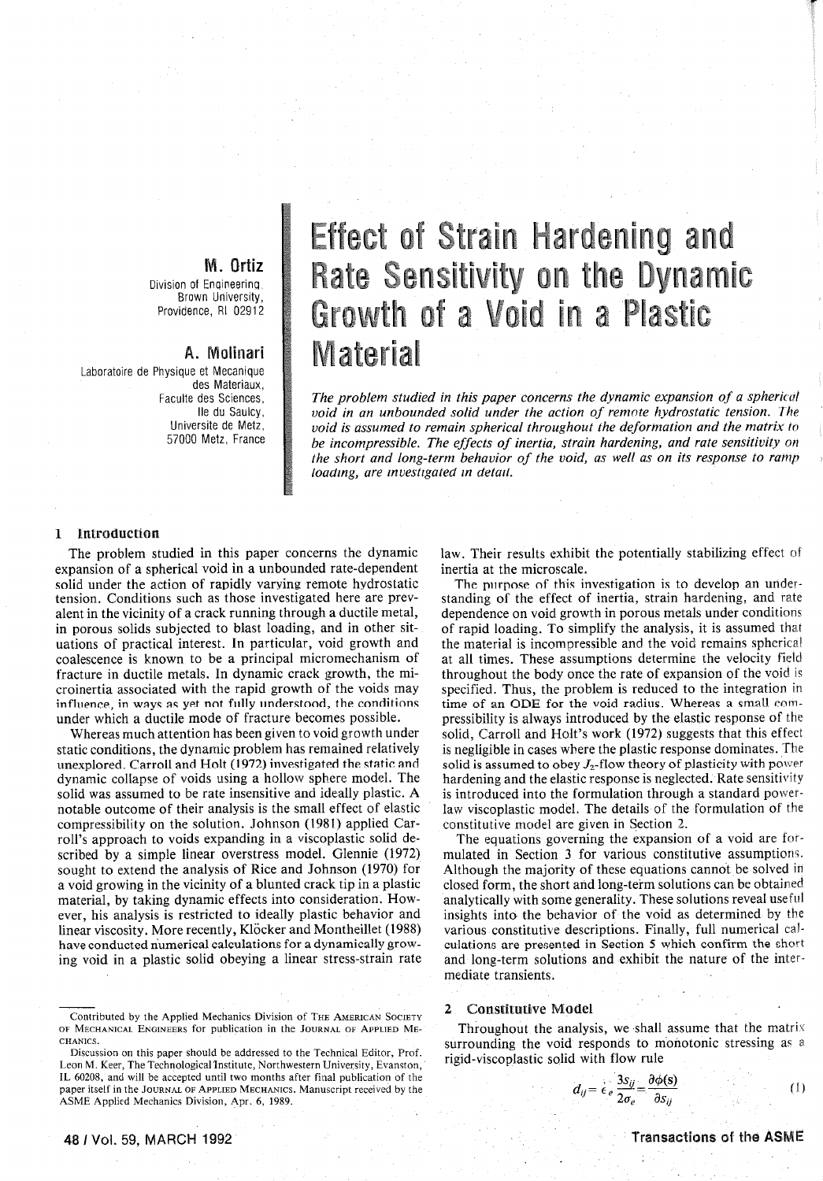# Effect of Strain Hardening and Rate Sensitivity on the Dynamic Growth of a Void in a Plastic Material

**M. Ortiz**
Division of Engineering,
Brown University,
Providence, RI 02912

**A. Molinari**
Laboratoire de Physique et Mecanique des Materiaux,
Faculte des Sciences,
Ile du Saulcy,
Universite de Metz,
57000 Metz, France

*The problem studied in this paper concerns the dynamic expansion of a spherical void in an unbounded solid under the action of remote hydrostatic tension. The void is assumed to remain spherical throughout the deformation and the matrix to be incompressible. The effects of inertia, strain hardening, and rate sensitivity on the short and long-term behavior of the void, as well as on its response to ramp loading, are investigated in detail.*

## 1 Introduction

The problem studied in this paper concerns the dynamic expansion of a spherical void in a unbounded rate-dependent solid under the action of rapidly varying remote hydrostatic tension. Conditions such as those investigated here are prevalent in the vicinity of a crack running through a ductile metal, in porous solids subjected to blast loading, and in other situations of practical interest. In particular, void growth and coalescence is known to be a principal micromechanism of fracture in ductile metals. In dynamic crack growth, the microinertia associated with the rapid growth of the voids may influence, in ways as yet not fully understood, the conditions under which a ductile mode of fracture becomes possible.

Whereas much attention has been given to void growth under static conditions, the dynamic problem has remained relatively unexplored. Carroll and Holt (1972) investigated the static and dynamic collapse of voids using a hollow sphere model. The solid was assumed to be rate insensitive and ideally plastic. A notable outcome of their analysis is the small effect of elastic compressibility on the solution. Johnson (1981) applied Carroll's approach to voids expanding in a viscoplastic solid described by a simple linear overstress model. Glennie (1972) sought to extend the analysis of Rice and Johnson (1970) for a void growing in the vicinity of a blunted crack tip in a plastic material, by taking dynamic effects into consideration. However, his analysis is restricted to ideally plastic behavior and linear viscosity. More recently, Klöcker and Montheillet (1988) have conducted numerical calculations for a dynamically growing void in a plastic solid obeying a linear stress-strain rate law. Their results exhibit the potentially stabilizing effect of inertia at the microscale.

The purpose of this investigation is to develop an understanding of the effect of inertia, strain hardening, and rate dependence on void growth in porous metals under conditions of rapid loading. To simplify the analysis, it is assumed that the material is incompressible and the void remains spherical at all times. These assumptions determine the velocity field throughout the body once the rate of expansion of the void is specified. Thus, the problem is reduced to the integration in time of an ODE for the void radius. Whereas a small compressibility is always introduced by the elastic response of the solid, Carroll and Holt's work (1972) suggests that this effect is negligible in cases where the plastic response dominates. The solid is assumed to obey $J_2$-flow theory of plasticity with power hardening and the elastic response is neglected. Rate sensitivity is introduced into the formulation through a standard power-law viscoplastic model. The details of the formulation of the constitutive model are given in Section 2.

The equations governing the expansion of a void are formulated in Section 3 for various constitutive assumptions. Although the majority of these equations cannot be solved in closed form, the short and long-term solutions can be obtained analytically with some generality. These solutions reveal useful insights into the behavior of the void as determined by the various constitutive descriptions. Finally, full numerical calculations are presented in Section 5 which confirm the short and long-term solutions and exhibit the nature of the intermediate transients.

## 2 Constitutive Model

Throughout the analysis, we shall assume that the matrix surrounding the void responds to monotonic stressing as a rigid-viscoplastic solid with flow rule

$$d_{ij} = \dot{\epsilon}_e \frac{3s_{ij}}{2\sigma_e} = \frac{\partial \phi(\mathbf{s})}{\partial s_{ij}} \tag{1}$$

Contributed by the Applied Mechanics Division of The American Society of Mechanical Engineers for publication in the Journal of Applied Mechanics.

Discussion on this paper should be addressed to the Technical Editor, Prof. Leon M. Keer, The Technological Institute, Northwestern University, Evanston, IL 60208, and will be accepted until two months after final publication of the paper itself in the Journal of Applied Mechanics. Manuscript received by the ASME Applied Mechanics Division, Apr. 6, 1989.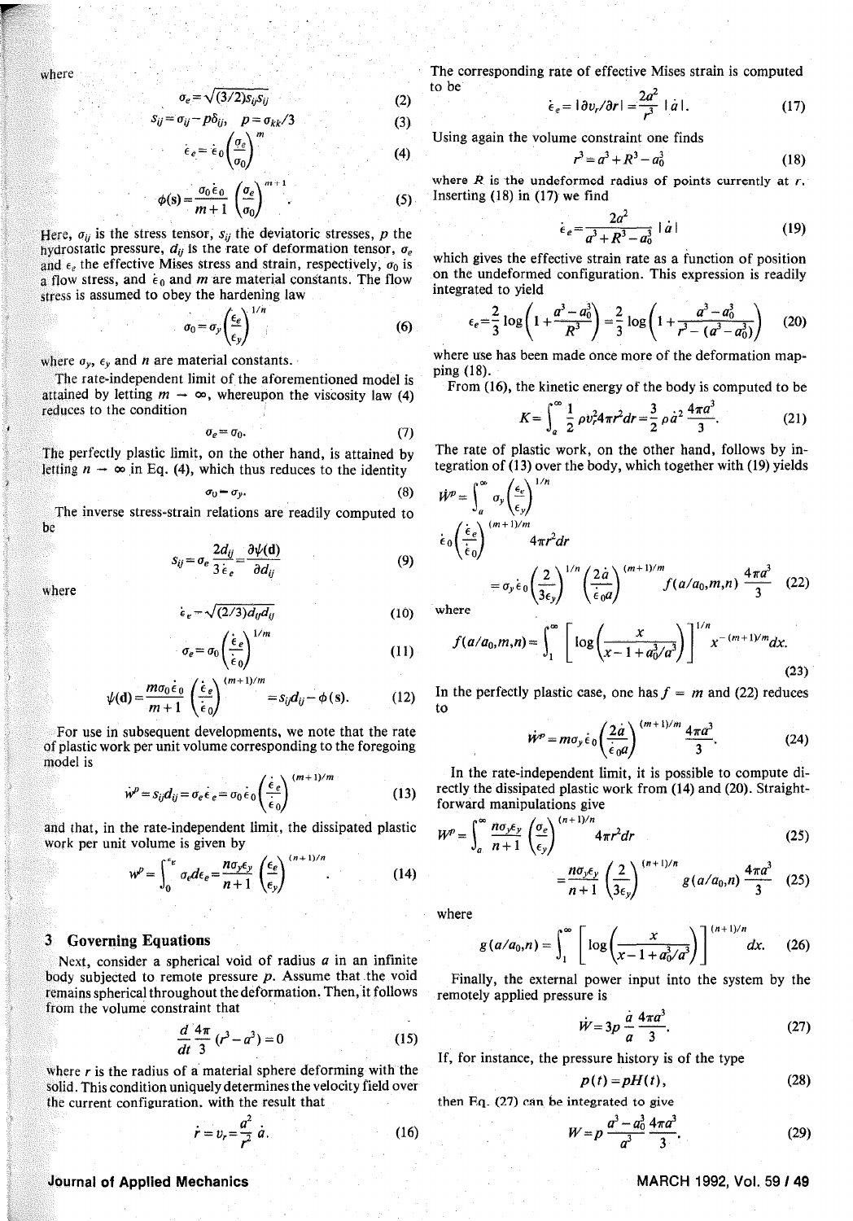where

$$\sigma_e = \sqrt{(3/2)s_{ij}s_{ij}} \tag{2}$$

$$s_{ij} = \sigma_{ij} - p\delta_{ij}, \quad p = \sigma_{kk}/3 \tag{3}$$

$$\dot{\epsilon}_e = \dot{\epsilon}_0 \left(\frac{\sigma_e}{\sigma_0}\right)^m \tag{4}$$

$$\phi(s) = \frac{\sigma_0 \dot{\epsilon}_0}{m+1} \left(\frac{\sigma_e}{\sigma_0}\right)^{m+1}. \tag{5}$$

Here, $\sigma_{ij}$ is the stress tensor, $s_{ij}$ the deviatoric stresses, $p$ the hydrostatic pressure, $d_{ij}$ is the rate of deformation tensor, $\sigma_e$ and $\epsilon_e$ the effective Mises stress and strain, respectively, $\sigma_0$ is a flow stress, and $\dot{\epsilon}_0$ and $m$ are material constants. The flow stress is assumed to obey the hardening law

$$\sigma_0 = \sigma_y \left(\frac{\epsilon_e}{\epsilon_y}\right)^{1/n} \tag{6}$$

where $\sigma_y$, $\epsilon_y$ and $n$ are material constants.

The rate-independent limit of the aforementioned model is attained by letting $m \rightarrow \infty$, whereupon the viscosity law (4) reduces to the condition

$$\sigma_e = \sigma_0. \tag{7}$$

The perfectly plastic limit, on the other hand, is attained by letting $n \rightarrow \infty$ in Eq. (4), which thus reduces to the identity

$$\sigma_0 = \sigma_y. \tag{8}$$

The inverse stress-strain relations are readily computed to be

$$s_{ij} = \sigma_e \frac{2d_{ij}}{3\dot{\epsilon}_e} = \frac{\partial \psi(\mathbf{d})}{\partial d_{ij}} \tag{9}$$

where

$$\dot{\epsilon}_e = \sqrt{(2/3)d_{ij}d_{ij}} \tag{10}$$

$$\sigma_e = \sigma_0 \left(\frac{\dot{\epsilon}_e}{\dot{\epsilon}_0}\right)^{1/m} \tag{11}$$

$$\psi(\mathbf{d}) = \frac{m\sigma_0\dot{\epsilon}_0}{m+1} \left(\frac{\dot{\epsilon}_e}{\dot{\epsilon}_0}\right)^{(m+1)/m} = s_{ij}d_{ij} - \phi(s). \tag{12}$$

For use in subsequent developments, we note that the rate of plastic work per unit volume corresponding to the foregoing model is

$$\dot{w}^p = s_{ij}d_{ij} = \sigma_e \dot{\epsilon}_e = \sigma_0 \dot{\epsilon}_0 \left(\frac{\dot{\epsilon}_e}{\dot{\epsilon}_0}\right)^{(m+1)/m} \tag{13}$$

and that, in the rate-independent limit, the dissipated plastic work per unit volume is given by

$$w^p = \int_0^{\epsilon_e} \sigma_e d\epsilon_e = \frac{n\sigma_y\epsilon_y}{n+1} \left(\frac{\epsilon_e}{\epsilon_y}\right)^{(n+1)/n}. \tag{14}$$

## 3 Governing Equations

Next, consider a spherical void of radius $a$ in an infinite body subjected to remote pressure $p$. Assume that the void remains spherical throughout the deformation. Then, it follows from the volume constraint that

$$\frac{d}{dt}\frac{4\pi}{3}(r^3 - a^3) = 0 \tag{15}$$

where $r$ is the radius of a material sphere deforming with the solid. This condition uniquely determines the velocity field over the current configuration, with the result that

$$\dot{r} = v_r = \frac{a^2}{r^2}\dot{a}. \tag{16}$$

The corresponding rate of effective Mises strain is computed to be

$$\dot{\epsilon}_e = |\partial v_r / \partial r| = \frac{2a^2}{r^3}|\dot{a}|. \tag{17}$$

Using again the volume constraint one finds

$$r^3 = a^3 + R^3 - a_0^3 \tag{18}$$

where $R$ is the undeformed radius of points currently at $r$. Inserting (18) in (17) we find

$$\dot{\epsilon}_e = \frac{2a^2}{a^3 + R^3 - a_0^3}|\dot{a}| \tag{19}$$

which gives the effective strain rate as a function of position on the undeformed configuration. This expression is readily integrated to yield

$$\epsilon_e = \frac{2}{3}\log\left(1 + \frac{a^3 - a_0^3}{R^3}\right) = \frac{2}{3}\log\left(1 + \frac{a^3 - a_0^3}{r^3 - (a^3 - a_0^3)}\right) \tag{20}$$

where use has been made once more of the deformation mapping (18).

From (16), the kinetic energy of the body is computed to be

$$K = \int_a^\infty \frac{1}{2}\rho v_r^2 4\pi r^2 dr = \frac{3}{2}\rho \dot{a}^2 \frac{4\pi a^3}{3}. \tag{21}$$

The rate of plastic work, on the other hand, follows by integration of (13) over the body, which together with (19) yields

$$\dot{W}^p = \int_a^\infty \sigma_y \left(\frac{\epsilon_e}{\epsilon_y}\right)^{1/n} \dot{\epsilon}_0 \left(\frac{\dot{\epsilon}_e}{\dot{\epsilon}_0}\right)^{(m+1)/m} 4\pi r^2 dr$$

$$= \sigma_y \dot{\epsilon}_0 \left(\frac{2}{3\epsilon_y}\right)^{1/n} \left(\frac{2\dot{a}}{\dot{\epsilon}_0 a}\right)^{(m+1)/m} f(a/a_0, m, n) \frac{4\pi a^3}{3} \tag{22}$$

where

$$f(a/a_0, m, n) = \int_1^\infty \left[\log\left(\frac{x}{x - 1 + a_0^3/a^3}\right)\right]^{1/n} x^{-(m+1)/m} dx. \tag{23}$$

In the perfectly plastic case, one has $f = m$ and (22) reduces to

$$\dot{W}^p = m\sigma_y \dot{\epsilon}_0 \left(\frac{2\dot{a}}{\dot{\epsilon}_0 a}\right)^{(m+1)/m} \frac{4\pi a^3}{3}. \tag{24}$$

In the rate-independent limit, it is possible to compute directly the dissipated plastic work from (14) and (20). Straightforward manipulations give

$$W^p = \int_a^\infty \frac{n\sigma_y\epsilon_y}{n+1}\left(\frac{\sigma_e}{\epsilon_y}\right)^{(n+1)/n} 4\pi r^2 dr \tag{25}$$

$$= \frac{n\sigma_y\epsilon_y}{n+1}\left(\frac{2}{3\epsilon_y}\right)^{(n+1)/n} g(a/a_0, n) \frac{4\pi a^3}{3} \tag{25}$$

where

$$g(a/a_0, n) = \int_1^\infty \left[\log\left(\frac{x}{x - 1 + a_0^3/a^3}\right)\right]^{(n+1)/n} dx. \tag{26}$$

Finally, the external power input into the system by the remotely applied pressure is

$$\dot{W} = 3p\frac{\dot{a}}{a}\frac{4\pi a^3}{3}. \tag{27}$$

If, for instance, the pressure history is of the type

$$p(t) = pH(t), \tag{28}$$

then Eq. (27) can be integrated to give

$$W = p\frac{a^3 - a_0^3}{a^3}\frac{4\pi a^3}{3}. \tag{29}$$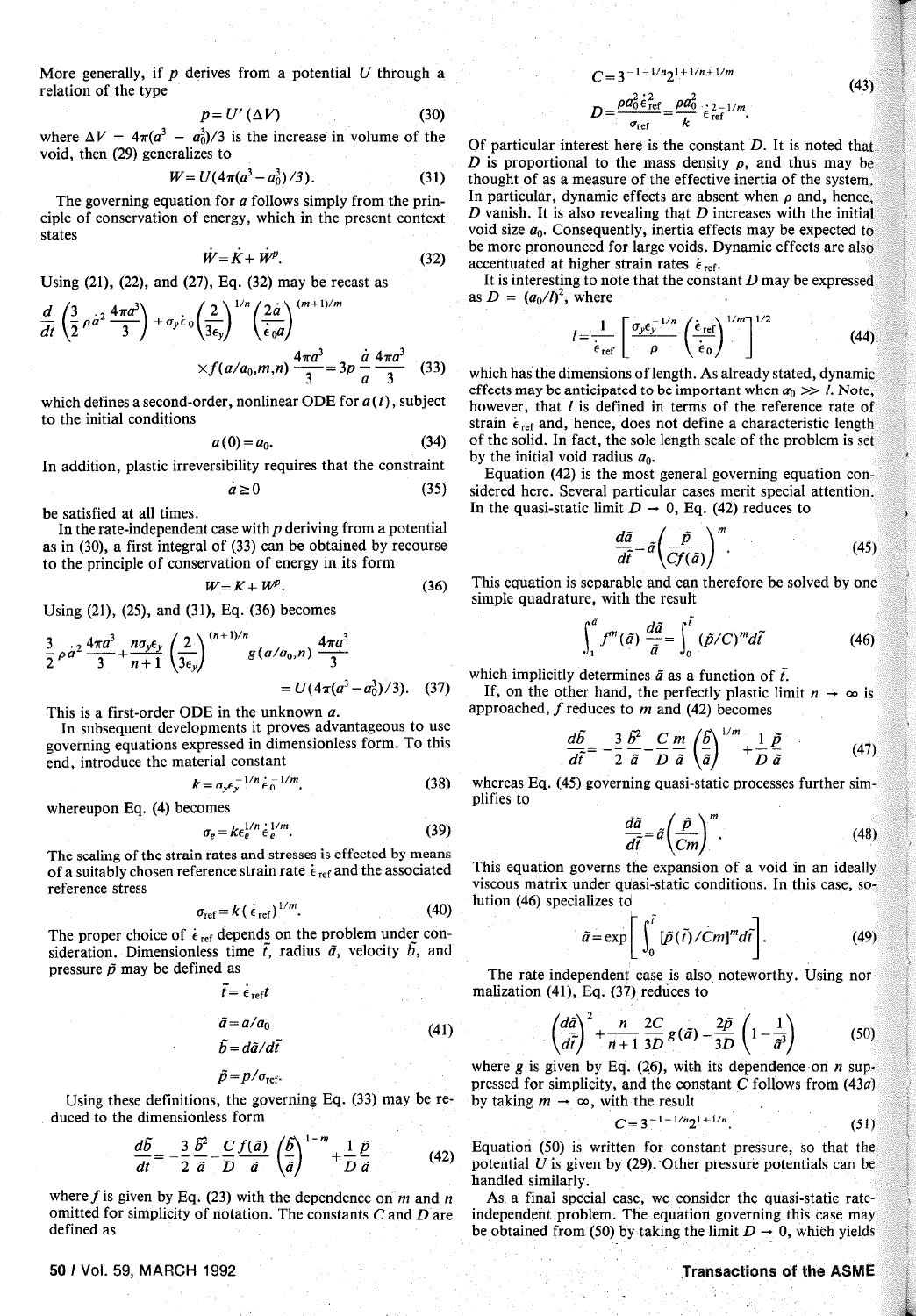More generally, if $p$ derives from a potential $U$ through a relation of the type

$$p = U'(\Delta V) \tag{30}$$

where $\Delta V = 4\pi(a^3 - a_0^3)/3$ is the increase in volume of the void, then (29) generalizes to

$$W = U(4\pi(a^3 - a_0^3)/3). \tag{31}$$

The governing equation for $a$ follows simply from the principle of conservation of energy, which in the present context states

$$\dot{W} = \dot{K} + \dot{W}^p. \tag{32}$$

Using (21), (22), and (27), Eq. (32) may be recast as

$$\frac{d}{dt}\left(\frac{3}{2}\rho \dot{a}^2 \frac{4\pi a^3}{3}\right) + \sigma_y \dot{\epsilon}_0 \left(\frac{2}{3\epsilon_y}\right)^{1/n} \left(\frac{2\dot{a}}{\dot{\epsilon}_0 a}\right)^{(m+1)/m} \times f(a/a_0, m, n) \frac{4\pi a^3}{3} = 3p\frac{\dot{a}}{a}\frac{4\pi a^3}{3} \tag{33}$$

which defines a second-order, nonlinear ODE for $a(t)$, subject to the initial conditions

$$a(0) = a_0. \tag{34}$$

In addition, plastic irreversibility requires that the constraint

$$\dot{a} \geq 0 \tag{35}$$

be satisfied at all times.

In the rate-independent case with $p$ deriving from a potential as in (30), a first integral of (33) can be obtained by recourse to the principle of conservation of energy in its form

$$W = K + W^p. \tag{36}$$

Using (21), (25), and (31), Eq. (36) becomes

$$\frac{3}{2}\rho \dot{a}^2 \frac{4\pi a^3}{3} + \frac{n\sigma_y \epsilon_y}{n+1}\left(\frac{2}{3\epsilon_y}\right)^{(n+1)/n} g(a/a_0, n)\frac{4\pi a^3}{3} = U(4\pi(a^3 - a_0^3)/3). \tag{37}$$

This is a first-order ODE in the unknown $a$.

In subsequent developments it proves advantageous to use governing equations expressed in dimensionless form. To this end, introduce the material constant

$$k = \sigma_y \epsilon_y^{-1/n} \dot{\epsilon}_0^{-1/m}, \tag{38}$$

whereupon Eq. (4) becomes

$$\sigma_e = k \epsilon_e^{1/n} \dot{\epsilon}_e^{1/m}. \tag{39}$$

The scaling of the strain rates and stresses is effected by means of a suitably chosen reference strain rate $\dot{\epsilon}_{\text{ref}}$ and the associated reference stress

$$\sigma_{\text{ref}} = k(\dot{\epsilon}_{\text{ref}})^{1/m}. \tag{40}$$

The proper choice of $\dot{\epsilon}_{\text{ref}}$ depends on the problem under consideration. Dimensionless time $\bar{t}$, radius $\bar{a}$, velocity $\bar{b}$, and pressure $\bar{p}$ may be defined as

$$\begin{aligned} \bar{t} &= \dot{\epsilon}_{\text{ref}} t \\ \bar{a} &= a/a_0 \\ \bar{b} &= d\bar{a}/d\bar{t} \\ \bar{p} &= p/\sigma_{\text{ref}}. \end{aligned} \tag{41}$$

Using these definitions, the governing Eq. (33) may be reduced to the dimensionless form

$$\frac{d\bar{b}}{d\bar{t}} = -\frac{3}{2}\frac{\bar{b}^2}{\bar{a}} - \frac{C}{D}\frac{f(\bar{a})}{\bar{a}}\left(\frac{\bar{b}}{\bar{a}}\right)^{1-m} + \frac{1}{D}\frac{\bar{p}}{\bar{a}} \tag{42}$$

where $f$ is given by Eq. (23) with the dependence on $m$ and $n$ omitted for simplicity of notation. The constants $C$ and $D$ are defined as

$$\begin{aligned} C &= 3^{-1-1/n} 2^{1+1/n+1/m} \\ D &= \frac{\rho a_0^2 \dot{\epsilon}_{\text{ref}}^2}{\sigma_{\text{ref}}} = \frac{\rho a_0^2}{k} \dot{\epsilon}_{\text{ref}}^{2-1/m}. \end{aligned} \tag{43}$$

Of particular interest here is the constant $D$. It is noted that $D$ is proportional to the mass density $\rho$, and thus may be thought of as a measure of the effective inertia of the system. In particular, dynamic effects are absent when $\rho$ and, hence, $D$ vanish. It is also revealing that $D$ increases with the initial void size $a_0$. Consequently, inertia effects may be expected to be more pronounced for large voids. Dynamic effects are also accentuated at higher strain rates $\dot{\epsilon}_{\text{ref}}$.

It is interesting to note that the constant $D$ may be expressed as $D = (a_0/l)^2$, where

$$l = \frac{1}{\dot{\epsilon}_{\text{ref}}}\left[\frac{\sigma_y \epsilon_y^{-1/n}}{\rho}\left(\frac{\dot{\epsilon}_{\text{ref}}}{\dot{\epsilon}_0}\right)^{1/m}\right]^{1/2} \tag{44}$$

which has the dimensions of length. As already stated, dynamic effects may be anticipated to be important when $a_0 \gg l$. Note, however, that $l$ is defined in terms of the reference rate of strain $\dot{\epsilon}_{\text{ref}}$ and, hence, does not define a characteristic length of the solid. In fact, the sole length scale of the problem is set by the initial void radius $a_0$.

Equation (42) is the most general governing equation considered here. Several particular cases merit special attention. In the quasi-static limit $D \to 0$, Eq. (42) reduces to

$$\frac{d\bar{a}}{d\bar{t}} = \bar{a}\left(\frac{\bar{p}}{Cf(\bar{a})}\right)^m. \tag{45}$$

This equation is separable and can therefore be solved by one simple quadrature, with the result

$$\int_1^{\bar{a}} f^m(\bar{a})\frac{d\bar{a}}{\bar{a}} = \int_0^{\bar{t}} (\bar{p}/C)^m d\bar{t} \tag{46}$$

which implicitly determines $\bar{a}$ as a function of $\bar{t}$.

If, on the other hand, the perfectly plastic limit $n \to \infty$ is approached, $f$ reduces to $m$ and (42) becomes

$$\frac{d\bar{b}}{d\bar{t}} = -\frac{3}{2}\frac{\bar{b}^2}{\bar{a}} - \frac{C}{D}\frac{m}{\bar{a}}\left(\frac{\bar{b}}{\bar{a}}\right)^{1/m} + \frac{1}{D}\frac{\bar{p}}{\bar{a}} \tag{47}$$

whereas Eq. (45) governing quasi-static processes further simplifies to

$$\frac{d\bar{a}}{d\bar{t}} = \bar{a}\left(\frac{\bar{p}}{Cm}\right)^m. \tag{48}$$

This equation governs the expansion of a void in an ideally viscous matrix under quasi-static conditions. In this case, solution (46) specializes to

$$\bar{a} = \exp\left[\int_0^{\bar{t}} [\bar{p}(\bar{t})/Cm]^m d\bar{t}\right]. \tag{49}$$

The rate-independent case is also noteworthy. Using normalization (41), Eq. (37) reduces to

$$\left(\frac{d\bar{a}}{d\bar{t}}\right)^2 + \frac{n}{n+1}\frac{2C}{3D}g(\bar{a}) = \frac{2\bar{p}}{3D}\left(1 - \frac{1}{\bar{a}^3}\right) \tag{50}$$

where $g$ is given by Eq. (26), with its dependence on $n$ suppressed for simplicity, and the constant $C$ follows from (43*a*) by taking $m \to \infty$, with the result

$$C = 3^{-1-1/n} 2^{1+1/n}. \tag{51}$$

Equation (50) is written for constant pressure, so that the potential $U$ is given by (29). Other pressure potentials can be handled similarly.

As a final special case, we consider the quasi-static rate-independent problem. The equation governing this case may be obtained from (50) by taking the limit $D \to 0$, which yields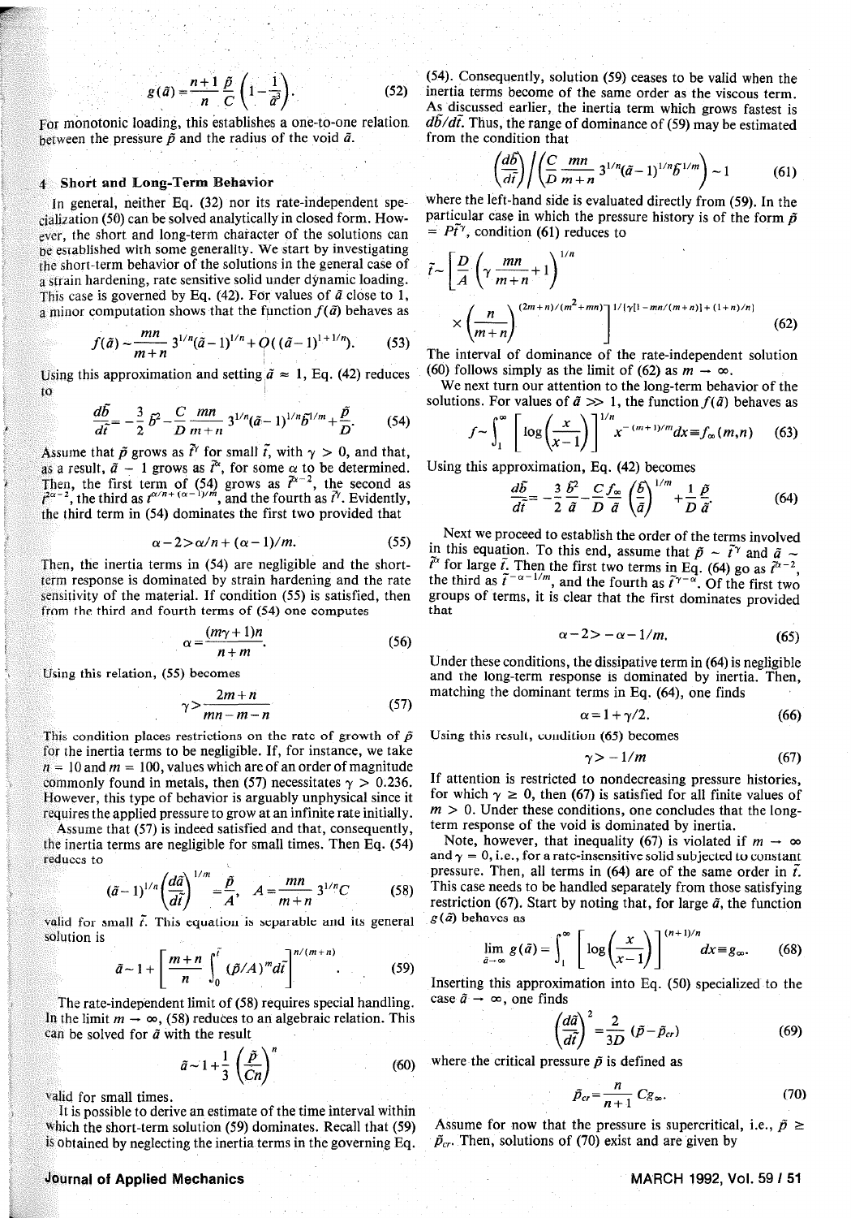$$g(\bar{a}) = \frac{n+1}{n}\frac{\bar{p}}{C}\left(1 - \frac{1}{\bar{a}^3}\right). \tag{52}$$

For monotonic loading, this establishes a one-to-one relation between the pressure $\bar{p}$ and the radius of the void $\bar{a}$.

## 4 Short and Long-Term Behavior

In general, neither Eq. (32) nor its rate-independent specialization (50) can be solved analytically in closed form. However, the short and long-term character of the solutions can be established with some generality. We start by investigating the short-term behavior of the solutions in the general case of a strain hardening, rate sensitive solid under dynamic loading. This case is governed by Eq. (42). For values of $\bar{a}$ close to 1, a minor computation shows that the function $f(\bar{a})$ behaves as

$$f(\bar{a}) \sim \frac{mn}{m+n} 3^{1/n}(\bar{a}-1)^{1/n} + O((\bar{a}-1)^{1+1/n}). \tag{53}$$

Using this approximation and setting $\bar{a} \approx 1$, Eq. (42) reduces to

$$\frac{d\bar{b}}{d\bar{t}} = -\frac{3}{2}\bar{b}^2 - \frac{C}{D}\frac{mn}{m+n} 3^{1/n}(\bar{a}-1)^{1/n}\bar{b}^{1/m} + \frac{\bar{p}}{D}. \tag{54}$$

Assume that $\bar{p}$ grows as $\bar{t}^\gamma$ for small $\bar{t}$, with $\gamma > 0$, and that, as a result, $\bar{a} - 1$ grows as $\bar{t}^\alpha$, for some $\alpha$ to be determined. Then, the first term of (54) grows as $\bar{t}^{\alpha-2}$, the second as $\bar{t}^{2\alpha-2}$, the third as $\bar{t}^{\alpha/n+(\alpha-1)/m}$, and the fourth as $\bar{t}^\gamma$. Evidently, the third term in (54) dominates the first two provided that

$$\alpha - 2 > \alpha/n + (\alpha - 1)/m. \tag{55}$$

Then, the inertia terms in (54) are negligible and the short-term response is dominated by strain hardening and the rate sensitivity of the material. If condition (55) is satisfied, then from the third and fourth terms of (54) one computes

$$\alpha = \frac{(m\gamma + 1)n}{n+m}. \tag{56}$$

Using this relation, (55) becomes

$$\gamma > \frac{2m+n}{mn - m - n} \tag{57}$$

This condition places restrictions on the rate of growth of $\bar{p}$ for the inertia terms to be negligible. If, for instance, we take $n = 10$ and $m = 100$, values which are of an order of magnitude commonly found in metals, then (57) necessitates $\gamma > 0.236$. However, this type of behavior is arguably unphysical since it requires the applied pressure to grow at an infinite rate initially.

Assume that (57) is indeed satisfied and that, consequently, the inertia terms are negligible for small times. Then Eq. (54) reduces to

$$(\bar{a}-1)^{1/n}\left(\frac{d\bar{a}}{d\bar{t}}\right)^{1/m} = \frac{\bar{p}}{A}, \quad A = \frac{mn}{m+n} 3^{1/n} C \tag{58}$$

valid for small $\bar{t}$. This equation is separable and its general solution is

$$\bar{a} \sim 1 + \left[\frac{m+n}{n}\int_0^{\bar{t}} (\bar{p}/A)^m d\bar{t}\right]^{n/(m+n)}. \tag{59}$$

The rate-independent limit of (58) requires special handling. In the limit $m \to \infty$, (58) reduces to an algebraic relation. This can be solved for $\bar{a}$ with the result

$$\bar{a} \sim 1 + \frac{1}{3}\left(\frac{\bar{p}}{Cn}\right)^n \tag{60}$$

valid for small times.

It is possible to derive an estimate of the time interval within which the short-term solution (59) dominates. Recall that (59) is obtained by neglecting the inertia terms in the governing Eq. (54). Consequently, solution (59) ceases to be valid when the inertia terms become of the same order as the viscous term. As discussed earlier, the inertia term which grows fastest is $d\bar{b}/d\bar{t}$. Thus, the range of dominance of (59) may be estimated from the condition that

$$\left(\frac{d\bar{b}}{d\bar{t}}\right) \Big/ \left(\frac{C}{D}\frac{mn}{m+n} 3^{1/n}(\bar{a}-1)^{1/n}\bar{b}^{1/m}\right) \sim 1 \tag{61}$$

where the left-hand side is evaluated directly from (59). In the particular case in which the pressure history is of the form $\bar{p} = P\bar{t}^\gamma$, condition (61) reduces to

$$\bar{t} \sim \left[\frac{D}{A}\left(\gamma\frac{mn}{m+n} + 1\right)^{1/n} \times \left(\frac{n}{m+n}\right)^{(2m+n)/(m^2+mn)}\right]^{1/\{\gamma[1 - mn/(m+n)] + (1+n)/n\}} \tag{62}$$

The interval of dominance of the rate-independent solution (60) follows simply as the limit of (62) as $m \to \infty$.

We next turn our attention to the long-term behavior of the solutions. For values of $\bar{a} \gg 1$, the function $f(\bar{a})$ behaves as

$$f \sim \int_1^\infty \left[\log\left(\frac{x}{x-1}\right)\right]^{1/n} x^{-(m+1)/m} dx \equiv f_\infty(m,n) \tag{63}$$

Using this approximation, Eq. (42) becomes

$$\frac{d\bar{b}}{d\bar{t}} = -\frac{3}{2}\frac{\bar{b}^2}{\bar{a}} - \frac{C}{D}\frac{f_\infty}{\bar{a}}\left(\frac{\bar{b}}{\bar{a}}\right)^{1/m} + \frac{1}{D}\frac{\bar{p}}{\bar{a}}. \tag{64}$$

Next we proceed to establish the order of the terms involved in this equation. To this end, assume that $\bar{p} \sim \bar{t}^\gamma$ and $\bar{a} \sim \bar{t}^\alpha$ for large $\bar{t}$. Then the first two terms in Eq. (64) go as $\bar{t}^{\alpha-2}$, the third as $\bar{t}^{-\alpha-1/m}$, and the fourth as $\bar{t}^{\gamma-\alpha}$. Of the first two groups of terms, it is clear that the first dominates provided that

$$\alpha - 2 > -\alpha - 1/m. \tag{65}$$

Under these conditions, the dissipative term in (64) is negligible and the long-term response is dominated by inertia. Then, matching the dominant terms in Eq. (64), one finds

$$\alpha = 1 + \gamma/2. \tag{66}$$

Using this result, condition (65) becomes

$$\gamma > -1/m \tag{67}$$

If attention is restricted to nondecreasing pressure histories, for which $\gamma \geq 0$, then (67) is satisfied for all finite values of $m > 0$. Under these conditions, one concludes that the long-term response of the void is dominated by inertia.

Note, however, that inequality (67) is violated if $m \to \infty$ and $\gamma = 0$, i.e., for a rate-insensitive solid subjected to constant pressure. Then, all terms in (64) are of the same order in $\bar{t}$. This case needs to be handled separately from those satisfying restriction (67). Start by noting that, for large $\bar{a}$, the function $g(\bar{a})$ behaves as

$$\lim_{\bar{a}\to\infty} g(\bar{a}) = \int_1^\infty \left[\log\left(\frac{x}{x-1}\right)\right]^{(n+1)/n} dx \equiv g_\infty. \tag{68}$$

Inserting this approximation into Eq. (50) specialized to the case $\bar{a} \to \infty$, one finds

$$\left(\frac{d\bar{a}}{d\bar{t}}\right)^2 = \frac{2}{3D}(\bar{p} - \bar{p}_{cr}) \tag{69}$$

where the critical pressure $\bar{p}$ is defined as

$$\bar{p}_{cr} = \frac{n}{n+1} C g_\infty. \tag{70}$$

Assume for now that the pressure is supercritical, i.e., $\bar{p} \geq \bar{p}_{cr}$. Then, solutions of (70) exist and are given by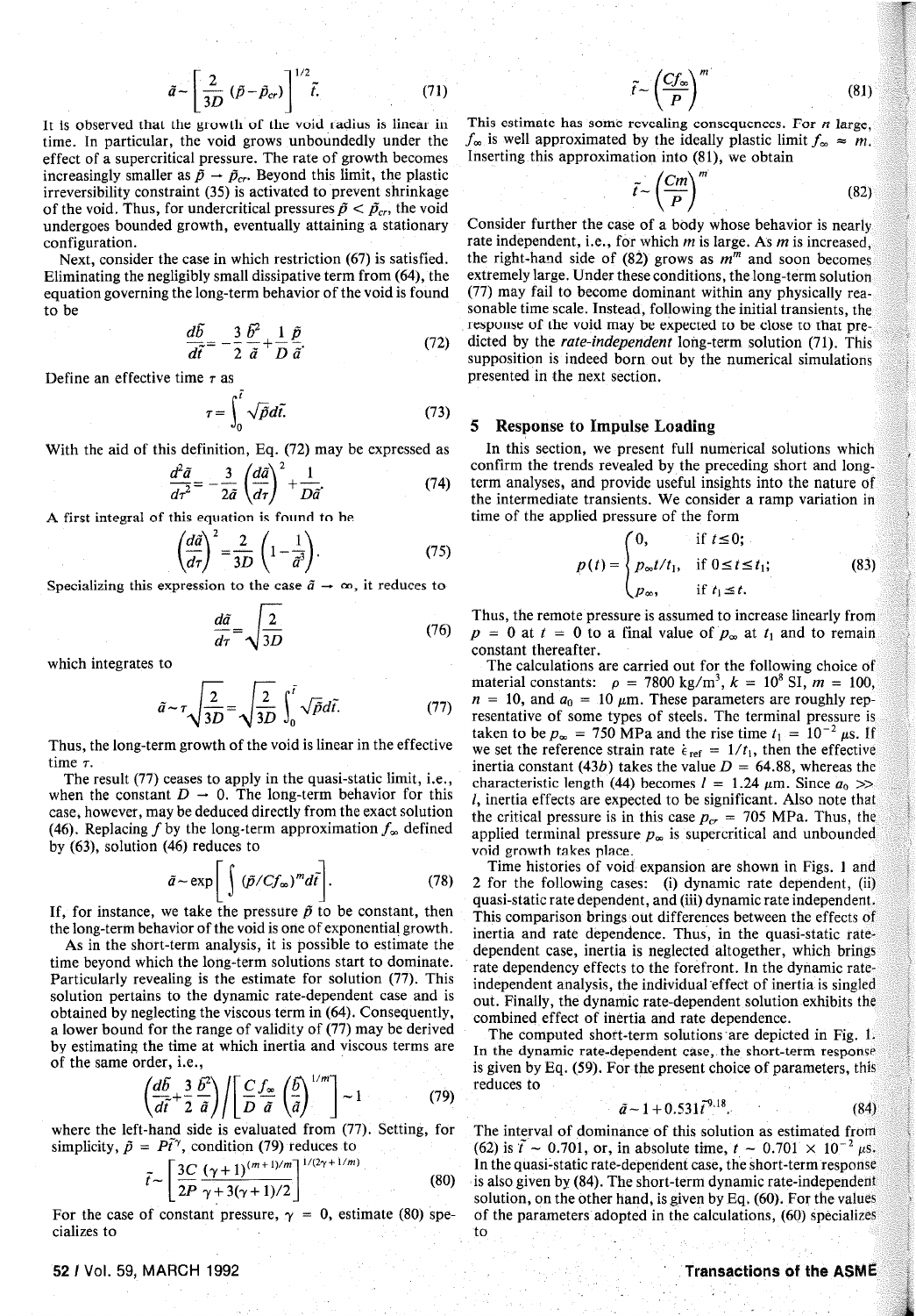$$\bar{a} \sim \left[\frac{2}{3D}(\bar{p}-\bar{p}_{cr})\right]^{1/2} \bar{t}. \tag{71}$$

It is observed that the growth of the void radius is linear in time. In particular, the void grows unboundedly under the effect of a supercritical pressure. The rate of growth becomes increasingly smaller as $\bar{p} \to \bar{p}_{cr}$. Beyond this limit, the plastic irreversibility constraint (35) is activated to prevent shrinkage of the void. Thus, for undercritical pressures $\bar{p} < \bar{p}_{cr}$, the void undergoes bounded growth, eventually attaining a stationary configuration.

Next, consider the case in which restriction (67) is satisfied. Eliminating the negligibly small dissipative term from (64), the equation governing the long-term behavior of the void is found to be

$$\frac{d\bar{b}}{d\bar{t}} = -\frac{3}{2}\frac{\bar{b}^2}{\bar{a}} + \frac{1}{D}\frac{\bar{p}}{\bar{a}}. \tag{72}$$

Define an effective time $\tau$ as

$$\tau = \int_0^{\bar{t}} \sqrt{\bar{p}}\, d\bar{t}. \tag{73}$$

With the aid of this definition, Eq. (72) may be expressed as

$$\frac{d^2\bar{a}}{d\tau^2} = -\frac{3}{2\bar{a}}\left(\frac{d\bar{a}}{d\tau}\right)^2 + \frac{1}{D\bar{a}}. \tag{74}$$

A first integral of this equation is found to be

$$\left(\frac{d\bar{a}}{d\tau}\right)^2 = \frac{2}{3D}\left(1 - \frac{1}{\bar{a}^3}\right). \tag{75}$$

Specializing this expression to the case $\bar{a} \to \infty$, it reduces to

$$\frac{d\bar{a}}{d\tau} = \sqrt{\frac{2}{3D}} \tag{76}$$

which integrates to

$$\bar{a} \sim \tau\sqrt{\frac{2}{3D}} = \sqrt{\frac{2}{3D}} \int_0^{\bar{t}} \sqrt{\bar{p}}\, d\bar{t}. \tag{77}$$

Thus, the long-term growth of the void is linear in the effective time $\tau$.

The result (77) ceases to apply in the quasi-static limit, i.e., when the constant $D \to 0$. The long-term behavior for this case, however, may be deduced directly from the exact solution (46). Replacing $f$ by the long-term approximation $f_\infty$ defined by (63), solution (46) reduces to

$$\bar{a} \sim \exp\left[\int (\bar{p}/Cf_\infty)^m d\bar{t}\right]. \tag{78}$$

If, for instance, we take the pressure $\bar{p}$ to be constant, then the long-term behavior of the void is one of exponential growth.

As in the short-term analysis, it is possible to estimate the time beyond which the long-term solutions start to dominate. Particularly revealing is the estimate for solution (77). This solution pertains to the dynamic rate-dependent case and is obtained by neglecting the viscous term in (64). Consequently, a lower bound for the range of validity of (77) may be derived by estimating the time at which inertia and viscous terms are of the same order, i.e.,

$$\left(\frac{d\bar{b}}{d\bar{t}} + \frac{3}{2}\frac{\bar{b}^2}{\bar{a}}\right) \bigg/ \left[\frac{C}{D}\frac{f_\infty}{\bar{a}}\left(\frac{\bar{b}}{\bar{a}}\right)^{1/m}\right] \sim 1 \tag{79}$$

where the left-hand side is evaluated from (77). Setting, for simplicity, $\bar{p} = P\bar{t}^\gamma$, condition (79) reduces to

$$\bar{t} \sim \left[\frac{3C}{2P}\frac{(\gamma+1)^{(m+1)/m}}{\gamma + 3(\gamma+1)/2}\right]^{1/(2\gamma+1/m)} \tag{80}$$

For the case of constant pressure, $\gamma = 0$, estimate (80) specializes to

$$\bar{t} \sim \left(\frac{Cf_\infty}{P}\right)^m \tag{81}$$

This estimate has some revealing consequences. For $n$ large, $f_\infty$ is well approximated by the ideally plastic limit $f_\infty \approx m$. Inserting this approximation into (81), we obtain

$$\bar{t} \sim \left(\frac{Cm}{P}\right)^m \tag{82}$$

Consider further the case of a body whose behavior is nearly rate independent, i.e., for which $m$ is large. As $m$ is increased, the right-hand side of (82) grows as $m^m$ and soon becomes extremely large. Under these conditions, the long-term solution (77) may fail to become dominant within any physically reasonable time scale. Instead, following the initial transients, the response of the void may be expected to be close to that predicted by the *rate-independent* long-term solution (71). This supposition is indeed born out by the numerical simulations presented in the next section.

## 5 Response to Impulse Loading

In this section, we present full numerical solutions which confirm the trends revealed by the preceding short and long-term analyses, and provide useful insights into the nature of the intermediate transients. We consider a ramp variation in time of the applied pressure of the form

$$p(t) = \begin{cases} 0, & \text{if } t \le 0; \\ p_\infty t/t_1, & \text{if } 0 \le t \le t_1; \\ p_\infty, & \text{if } t_1 \le t. \end{cases} \tag{83}$$

Thus, the remote pressure is assumed to increase linearly from $p = 0$ at $t = 0$ to a final value of $p_\infty$ at $t_1$ and to remain constant thereafter.

The calculations are carried out for the following choice of material constants: $\rho = 7800$ kg/m$^3$, $k = 10^8$ SI, $m = 100$, $n = 10$, and $a_0 = 10$ $\mu$m. These parameters are roughly representative of some types of steels. The terminal pressure is taken to be $p_\infty = 750$ MPa and the rise time $t_1 = 10^{-2}$ $\mu$s. If we set the reference strain rate $\dot{\epsilon}_{ref} = 1/t_1$, then the effective inertia constant (43*b*) takes the value $D = 64.88$, whereas the characteristic length (44) becomes $l = 1.24$ $\mu$m. Since $a_0 \gg l$, inertia effects are expected to be significant. Also note that the critical pressure is in this case $p_{cr} = 705$ MPa. Thus, the applied terminal pressure $p_\infty$ is supercritical and unbounded void growth takes place.

Time histories of void expansion are shown in Figs. 1 and 2 for the following cases: (i) dynamic rate dependent, (ii) quasi-static rate dependent, and (iii) dynamic rate independent. This comparison brings out differences between the effects of inertia and rate dependence. Thus, in the quasi-static rate-dependent case, inertia is neglected altogether, which brings rate dependency effects to the forefront. In the dynamic rate-independent analysis, the individual effect of inertia is singled out. Finally, the dynamic rate-dependent solution exhibits the combined effect of inertia and rate dependence.

The computed short-term solutions are depicted in Fig. 1. In the dynamic rate-dependent case, the short-term response is given by Eq. (59). For the present choice of parameters, this reduces to

$$\bar{a} \sim 1 + 0.531\bar{t}^{9.18}. \tag{84}$$

The interval of dominance of this solution as estimated from (62) is $\bar{t} \sim 0.701$, or, in absolute time, $t \sim 0.701 \times 10^{-2}$ $\mu$s. In the quasi-static rate-dependent case, the short-term response is also given by (84). The short-term dynamic rate-independent solution, on the other hand, is given by Eq. (60). For the values of the parameters adopted in the calculations, (60) specializes to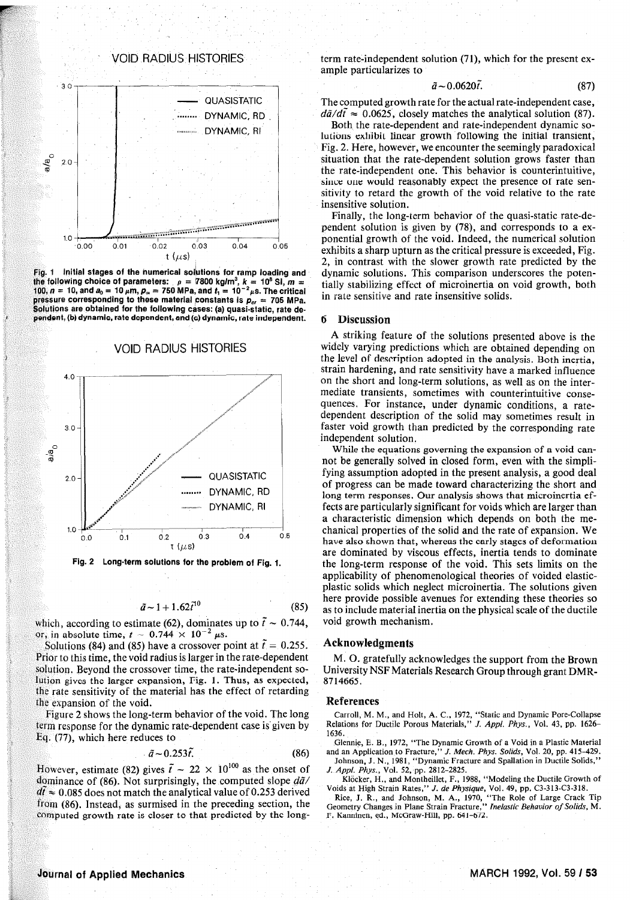VOID RADIUS HISTORIES

3.0

2.0

1.0

0.00 0.01 0.02 0.03 0.04 0.05

$a/a_0$

t (μs)

QUASISTATIC

DYNAMIC, RD

DYNAMIC, RI

**Fig. 1 Initial stages of the numerical solutions for ramp loading and the following choice of parameters: $\rho$ = 7800 kg/m$^3$, $k$ = 10$^8$ SI, $m$ = 100, $n$ = 10, and $a_0$ = 10 μm, $p_\infty$ = 750 MPa, and $t_1$ = 10$^{-2}$ μs. The critical pressure corresponding to these material constants is $p_{cr}$ = 705 MPa. Solutions are obtained for the following cases: (a) quasi-static, rate dependent, (b) dynamic, rate dependent, and (c) dynamic, rate independent.**

VOID RADIUS HISTORIES

4.0

3.0

2.0

1.0

0.0 0.1 0.2 0.3 0.4 0.5

$a/a_0$

t (μs)

QUASISTATIC

DYNAMIC, RD

DYNAMIC, RI

**Fig. 2 Long-term solutions for the problem of Fig. 1.**

$$\bar{a} \sim 1 + 1.62\bar{t}^{10} \tag{85}$$

which, according to estimate (62), dominates up to $\bar{t} \sim 0.744$, or, in absolute time, $t \sim 0.744 \times 10^{-2}$ μs.

Solutions (84) and (85) have a crossover point at $\bar{t} = 0.255$. Prior to this time, the void radius is larger in the rate-dependent solution. Beyond the crossover time, the rate-independent solution gives the larger expansion, Fig. 1. Thus, as expected, the rate sensitivity of the material has the effect of retarding the expansion of the void.

Figure 2 shows the long-term behavior of the void. The long term response for the dynamic rate-dependent case is given by Eq. (77), which here reduces to

$$\bar{a} \sim 0.253\bar{t}. \tag{86}$$

However, estimate (82) gives $\bar{t} \sim 22 \times 10^{100}$ as the onset of dominance of (86). Not surprisingly, the computed slope $d\bar{a}/d\bar{t} \approx 0.085$ does not match the analytical value of 0.253 derived from (86). Instead, as surmised in the preceding section, the computed growth rate is closer to that predicted by the long-term rate-independent solution (71), which for the present example particularizes to

$$\bar{a} \sim 0.0620\bar{t}. \tag{87}$$

The computed growth rate for the actual rate-independent case, $d\bar{a}/d\bar{t} \approx 0.0625$, closely matches the analytical solution (87).

Both the rate-dependent and rate-independent dynamic solutions exhibit linear growth following the initial transient, Fig. 2. Here, however, we encounter the seemingly paradoxical situation that the rate-dependent solution grows faster than the rate-independent one. This behavior is counterintuitive, since one would reasonably expect the presence of rate sensitivity to retard the growth of the void relative to the rate insensitive solution.

Finally, the long-term behavior of the quasi-static rate-dependent solution is given by (78), and corresponds to a exponential growth of the void. Indeed, the numerical solution exhibits a sharp upturn as the critical pressure is exceeded, Fig. 2, in contrast with the slower growth rate predicted by the dynamic solutions. This comparison underscores the potentially stabilizing effect of microinertia on void growth, both in rate sensitive and rate insensitive solids.

## 6 Discussion

A striking feature of the solutions presented above is the widely varying predictions which are obtained depending on the level of description adopted in the analysis. Both inertia, strain hardening, and rate sensitivity have a marked influence on the short and long-term solutions, as well as on the intermediate transients, sometimes with counterintuitive consequences. For instance, under dynamic conditions, a rate-dependent description of the solid may sometimes result in faster void growth than predicted by the corresponding rate independent solution.

While the equations governing the expansion of a void cannot be generally solved in closed form, even with the simplifying assumption adopted in the present analysis, a good deal of progress can be made toward characterizing the short and long term responses. Our analysis shows that microinertia effects are particularly significant for voids which are larger than a characteristic dimension which depends on both the mechanical properties of the solid and the rate of expansion. We have also shown that, whereas the early stages of deformation are dominated by viscous effects, inertia tends to dominate the long-term response of the void. This sets limits on the applicability of phenomenological theories of voided elastic-plastic solids which neglect microinertia. The solutions given here provide possible avenues for extending these theories so as to include material inertia on the physical scale of the ductile void growth mechanism.

## Acknowledgments

M. O. gratefully acknowledges the support from the Brown University NSF Materials Research Group through grant DMR-8714665.

## References

Carroll, M. M., and Holt, A. C., 1972, "Static and Dynamic Pore-Collapse Relations for Ductile Porous Materials," *J. Appl. Phys.*, Vol. 43, pp. 1626–1636.

Glennie, E. B., 1972, "The Dynamic Growth of a Void in a Plastic Material and an Application to Fracture," *J. Mech. Phys. Solids*, Vol. 20, pp. 415–429.

Johnson, J. N., 1981, "Dynamic Fracture and Spallation in Ductile Solids," *J. Appl. Phys.*, Vol. 52, pp. 2812–2825.

Klöcker, H., and Montheillet, F., 1988, "Modeling the Ductile Growth of Voids at High Strain Rates," *J. de Physique*, Vol. 49, pp. C3-313-C3-318.

Rice, J. R., and Johnson, M. A., 1970, "The Role of Large Crack Tip Geometry Changes in Plane Strain Fracture," *Inelastic Behavior of Solids*, M. F. Kanninen, ed., McGraw-Hill, pp. 641–672.